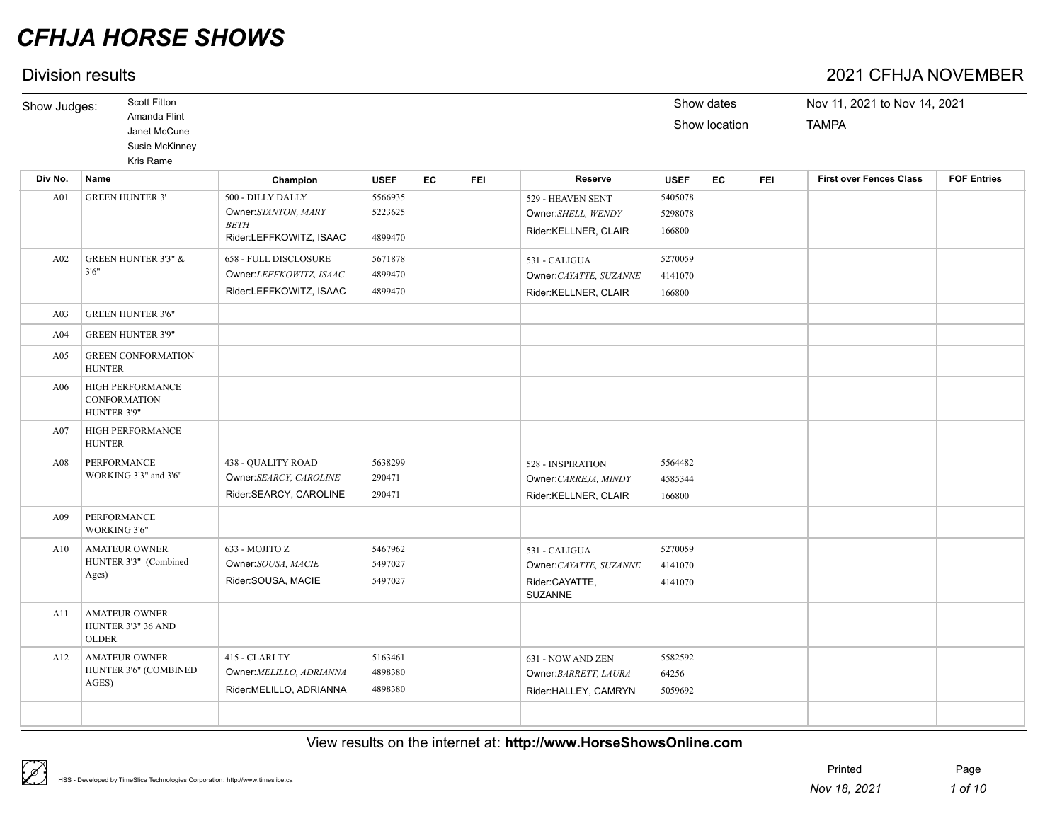# CFHJA HORSE SHOWS

## Division results

## 2021 CFHJA NOVEMBER

Show Judges: Scott Fitton, Amanda Flint, Janet McCune, Susie McKinney, Kris Rame

Show dates: Nov 11, 2021 to Nov 14, 2021

Show location: TAMPA

| Div No. | Name | Champion | USEF | EC | FEI | Reserve | USEF | EC | FEI | First over Fences Class | FOF Entries |
|---|---|---|---|---|---|---|---|---|---|---|---|
| A01 | GREEN HUNTER 3' | 500 - DILLY DALLY<br>Owner:*STANTON, MARY BETH*<br>Rider:LEFFKOWITZ, ISAAC | 5566935<br>5223625<br>4899470 | | | 529 - HEAVEN SENT<br>Owner:*SHELL, WENDY*<br>Rider:KELLNER, CLAIR | 5405078<br>5298078<br>166800 | | | | |
| A02 | GREEN HUNTER 3'3" & 3'6" | 658 - FULL DISCLOSURE<br>Owner:*LEFFKOWITZ, ISAAC*<br>Rider:LEFFKOWITZ, ISAAC | 5671878<br>4899470<br>4899470 | | | 531 - CALIGUA<br>Owner:*CAYATTE, SUZANNE*<br>Rider:KELLNER, CLAIR | 5270059<br>4141070<br>166800 | | | | |
| A03 | GREEN HUNTER 3'6" | | | | | | | | | | |
| A04 | GREEN HUNTER 3'9" | | | | | | | | | | |
| A05 | GREEN CONFORMATION HUNTER | | | | | | | | | | |
| A06 | HIGH PERFORMANCE CONFORMATION HUNTER 3'9" | | | | | | | | | | |
| A07 | HIGH PERFORMANCE HUNTER | | | | | | | | | | |
| A08 | PERFORMANCE WORKING 3'3" and 3'6" | 438 - QUALITY ROAD<br>Owner:*SEARCY, CAROLINE*<br>Rider:SEARCY, CAROLINE | 5638299<br>290471<br>290471 | | | 528 - INSPIRATION<br>Owner:*CARREJA, MINDY*<br>Rider:KELLNER, CLAIR | 5564482<br>4585344<br>166800 | | | | |
| A09 | PERFORMANCE WORKING 3'6" | | | | | | | | | | |
| A10 | AMATEUR OWNER HUNTER 3'3" (Combined Ages) | 633 - MOJITO Z<br>Owner:*SOUSA, MACIE*<br>Rider:SOUSA, MACIE | 5467962<br>5497027<br>5497027 | | | 531 - CALIGUA<br>Owner:*CAYATTE, SUZANNE*<br>Rider:CAYATTE, SUZANNE | 5270059<br>4141070<br>4141070 | | | | |
| A11 | AMATEUR OWNER HUNTER 3'3" 36 AND OLDER | | | | | | | | | | |
| A12 | AMATEUR OWNER HUNTER 3'6" (COMBINED AGES) | 415 - CLARI TY<br>Owner:*MELILLO, ADRIANNA*<br>Rider:MELILLO, ADRIANNA | 5163461<br>4898380<br>4898380 | | | 631 - NOW AND ZEN<br>Owner:*BARRETT, LAURA*<br>Rider:HALLEY, CAMRYN | 5582592<br>64256<br>5059692 | | | | |

View results on the internet at: **http://www.HorseShowsOnline.com**

HSS - Developed by TimeSlice Technologies Corporation: http://www.timeslice.ca

Printed Nov 18, 2021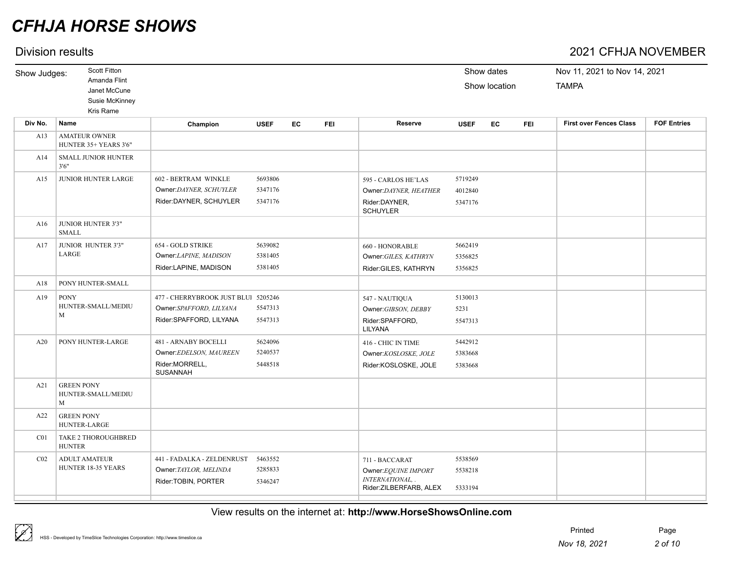# CFHJA HORSE SHOWS

## Division results

**2021 CFHJA NOVEMBER**

Show Judges: Scott Fitton, Amanda Flint, Janet McCune, Susie McKinney, Kris Rame

Show dates: Nov 11, 2021 to Nov 14, 2021

Show location: TAMPA

| Div No. | Name | Champion | USEF | EC | FEI | Reserve | USEF | EC | FEI | First over Fences Class | FOF Entries |
|---|---|---|---|---|---|---|---|---|---|---|---|
| A13 | AMATEUR OWNER HUNTER 35+ YEARS 3'6" | | | | | | | | | | |
| A14 | SMALL JUNIOR HUNTER 3'6" | | | | | | | | | | |
| A15 | JUNIOR HUNTER LARGE | 602 - BERTRAM WINKLE<br>Owner:*DAYNER, SCHUYLER*<br>Rider:DAYNER, SCHUYLER | 5693806<br>5347176<br>5347176 | | | 595 - CARLOS HE'LAS<br>Owner:*DAYNER, HEATHER*<br>Rider:DAYNER, SCHUYLER | 5719249<br>4012840<br>5347176 | | | | |
| A16 | JUNIOR HUNTER 3'3" SMALL | | | | | | | | | | |
| A17 | JUNIOR HUNTER 3'3" LARGE | 654 - GOLD STRIKE<br>Owner:*LAPINE, MADISON*<br>Rider:LAPINE, MADISON | 5639082<br>5381405<br>5381405 | | | 660 - HONORABLE<br>Owner:*GILES, KATHRYN*<br>Rider:GILES, KATHRYN | 5662419<br>5356825<br>5356825 | | | | |
| A18 | PONY HUNTER-SMALL | | | | | | | | | | |
| A19 | PONY HUNTER-SMALL/MEDIUM | 477 - CHERRYBROOK JUST BLUI<br>Owner:*SPAFFORD, LILYANA*<br>Rider:SPAFFORD, LILYANA | 5205246<br>5547313<br>5547313 | | | 547 - NAUTIQUA<br>Owner:*GIBSON, DEBBY*<br>Rider:SPAFFORD, LILYANA | 5130013<br>5231<br>5547313 | | | | |
| A20 | PONY HUNTER-LARGE | 481 - ARNABY BOCELLI<br>Owner:*EDELSON, MAUREEN*<br>Rider:MORRELL, SUSANNAH | 5624096<br>5240537<br>5448518 | | | 416 - CHIC IN TIME<br>Owner:*KOSLOSKE, JOLE*<br>Rider:KOSLOSKE, JOLE | 5442912<br>5383668<br>5383668 | | | | |
| A21 | GREEN PONY HUNTER-SMALL/MEDIUM | | | | | | | | | | |
| A22 | GREEN PONY HUNTER-LARGE | | | | | | | | | | |
| C01 | TAKE 2 THOROUGHBRED HUNTER | | | | | | | | | | |
| C02 | ADULT AMATEUR HUNTER 18-35 YEARS | 441 - FADALKA - ZELDENRUST<br>Owner:*TAYLOR, MELINDA*<br>Rider:TOBIN, PORTER | 5463552<br>5285833<br>5346247 | | | 711 - BACCARAT<br>Owner:*EQUINE IMPORT INTERNATIONAL, .*<br>Rider:ZILBERFARB, ALEX | 5538569<br>5538218<br>5333194 | | | | |

View results on the internet at: **http://www.HorseShowsOnline.com**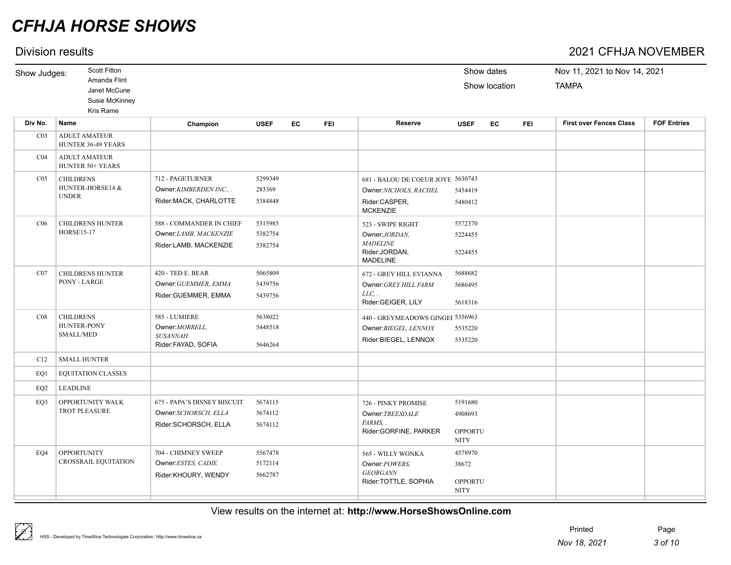# CFHJA HORSE SHOWS

## Division results

## 2021 CFHJA NOVEMBER

Show Judges: Scott Fitton, Amanda Flint, Janet McCune, Susie McKinney, Kris Rame

Show dates: Nov 11, 2021 to Nov 14, 2021

Show location: TAMPA

| Div No. | Name | Champion | USEF | EC | FEI | Reserve | USEF | EC | FEI | First over Fences Class | FOF Entries |
|---|---|---|---|---|---|---|---|---|---|---|---|
| C03 | ADULT AMATEUR HUNTER 36-49 YEARS | | | | | | | | | | |
| C04 | ADULT AMATEUR HUNTER 50+ YEARS | | | | | | | | | | |
| C05 | CHILDRENS HUNTER-HORSE14 & UNDER | 712 - PAGETURNER<br>Owner:*KIMBERDEN INC., .*<br>Rider:MACK, CHARLOTTE | 5299349<br>283369<br>5384848 | | | 681 - BALOU DE COEUR JOYE<br>Owner:*NICHOLS, RACHEL*<br>Rider:CASPER, MCKENZIE | 5630743<br>5454419<br>5480412 | | | | |
| C06 | CHILDRENS HUNTER HORSE15-17 | 588 - COMMANDER IN CHIEF<br>Owner:*LAMB, MACKENZIE*<br>Rider:LAMB, MACKENZIE | 5315985<br>5382754<br>5382754 | | | 523 - SWIPE RIGHT<br>Owner:*JORDAN, MADELINE*<br>Rider:JORDAN, MADELINE | 5572370<br>5224455<br>5224455 | | | | |
| C07 | CHILDRENS HUNTER PONY - LARGE | 420 - TED E. BEAR<br>Owner:*GUEMMER, EMMA*<br>Rider:GUEMMER, EMMA | 5065809<br>5439756<br>5439756 | | | 672 - GREY HILL EVIANNA<br>Owner:*GREY HILL FARM LLC, .*<br>Rider:GEIGER, LILY | 5688682<br>5686495<br>5618316 | | | | |
| C08 | CHILDRENS HUNTER-PONY SMALL/MED | 585 - LUMIERE<br>Owner:*MORRELL, SUSANNAH*<br>Rider:FAYAD, SOFIA | 5638022<br>5448518<br>5646264 | | | 440 - GREYMEADOWS GINGEI<br>Owner:*BIEGEL, LENNOX*<br>Rider:BIEGEL, LENNOX | 5356963<br>5535220<br>5535220 | | | | |
| C12 | SMALL HUNTER | | | | | | | | | | |
| EQ1 | EQUITATION CLASSES | | | | | | | | | | |
| EQ2 | LEADLINE | | | | | | | | | | |
| EQ3 | OPPORTUNITY WALK TROT PLEASURE | 675 - PAPA'S DISNEY BISCUIT<br>Owner:*SCHORSCH, ELLA*<br>Rider:SCHORSCH, ELLA | 5674115<br>5674112<br>5674112 | | | 726 - PINKY PROMISE<br>Owner:*TREESDALE FARMS, .*<br>Rider:GORFINE, PARKER | 5191680<br>4908693<br>OPPORTUNITY | | | | |
| EQ4 | OPPORTUNITY CROSSRAIL EQUITATION | 704 - CHIMNEY SWEEP<br>Owner:*ESTES, CADIE*<br>Rider:KHOURY, WENDY | 5567478<br>5172114<br>5662787 | | | 565 - WILLY WONKA<br>Owner:*POWERS, GEORGANN*<br>Rider:TOTTLE, SOPHIA | 4578970<br>38672<br>OPPORTUNITY | | | | |

View results on the internet at: **http://www.HorseShowsOnline.com**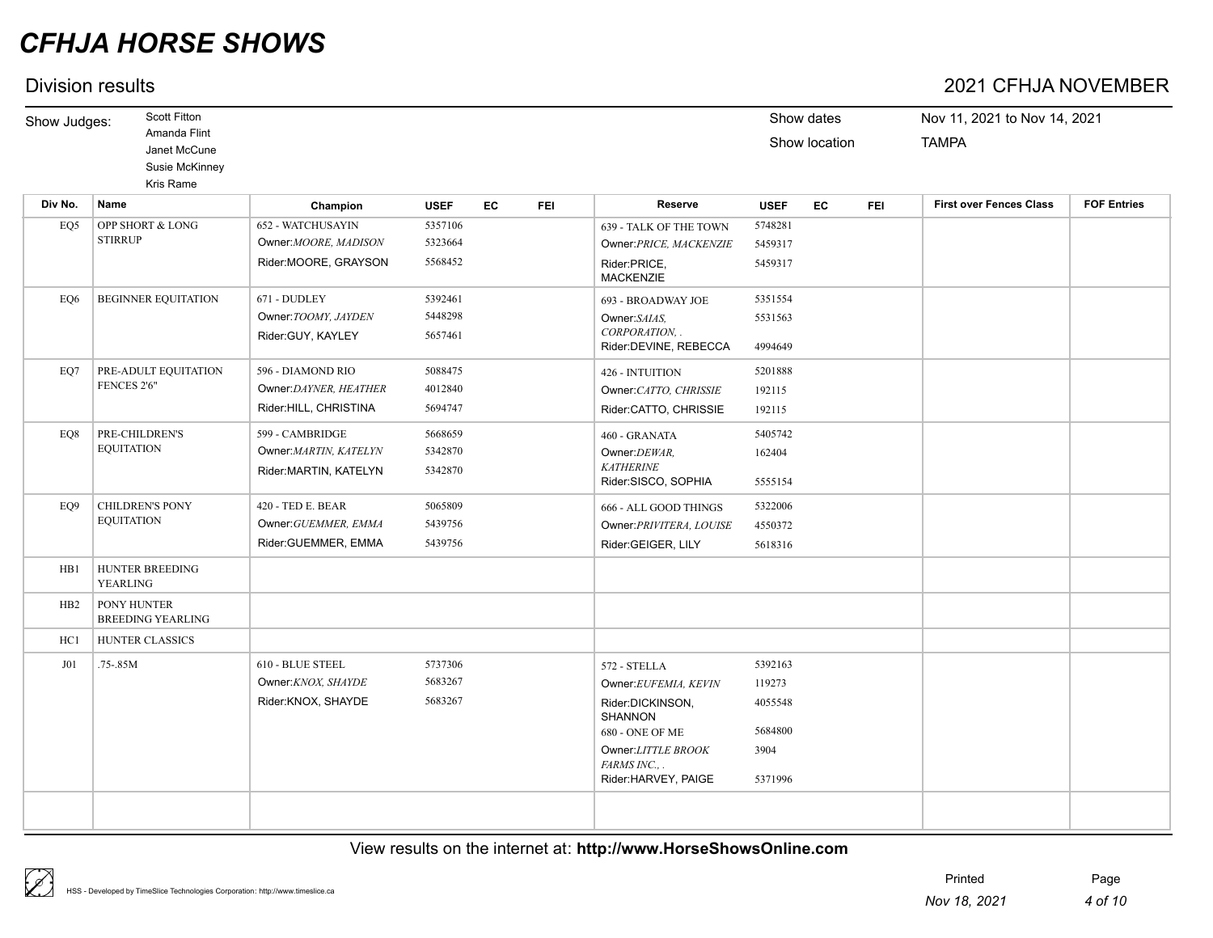# CFHJA HORSE SHOWS

## Division results

## 2021 CFHJA NOVEMBER

Show Judges: Scott Fitton, Amanda Flint, Janet McCune, Susie McKinney, Kris Rame

Show dates: Nov 11, 2021 to Nov 14, 2021

Show location: TAMPA

| Div No. | Name | Champion | USEF | EC | FEI | Reserve | USEF | EC | FEI | First over Fences Class | FOF Entries |
|---|---|---|---|---|---|---|---|---|---|---|---|
| EQ5 | OPP SHORT & LONG STIRRUP | 652 - WATCHUSAYIN<br>Owner:*MOORE, MADISON*<br>Rider:MOORE, GRAYSON | 5357106<br>5323664<br>5568452 | | | 639 - TALK OF THE TOWN<br>Owner:*PRICE, MACKENZIE*<br>Rider:PRICE, MACKENZIE | 5748281<br>5459317<br>5459317 | | | | |
| EQ6 | BEGINNER EQUITATION | 671 - DUDLEY<br>Owner:*TOOMY, JAYDEN*<br>Rider:GUY, KAYLEY | 5392461<br>5448298<br>5657461 | | | 693 - BROADWAY JOE<br>Owner:*SAIAS, CORPORATION, .*<br>Rider:DEVINE, REBECCA | 5351554<br>5531563<br>4994649 | | | | |
| EQ7 | PRE-ADULT EQUITATION FENCES 2'6" | 596 - DIAMOND RIO<br>Owner:*DAYNER, HEATHER*<br>Rider:HILL, CHRISTINA | 5088475<br>4012840<br>5694747 | | | 426 - INTUITION<br>Owner:*CATTO, CHRISSIE*<br>Rider:CATTO, CHRISSIE | 5201888<br>192115<br>192115 | | | | |
| EQ8 | PRE-CHILDREN'S EQUITATION | 599 - CAMBRIDGE<br>Owner:*MARTIN, KATELYN*<br>Rider:MARTIN, KATELYN | 5668659<br>5342870<br>5342870 | | | 460 - GRANATA<br>Owner:*DEWAR, KATHERINE*<br>Rider:SISCO, SOPHIA | 5405742<br>162404<br>5555154 | | | | |
| EQ9 | CHILDREN'S PONY EQUITATION | 420 - TED E. BEAR<br>Owner:*GUEMMER, EMMA*<br>Rider:GUEMMER, EMMA | 5065809<br>5439756<br>5439756 | | | 666 - ALL GOOD THINGS<br>Owner:*PRIVITERA, LOUISE*<br>Rider:GEIGER, LILY | 5322006<br>4550372<br>5618316 | | | | |
| HB1 | HUNTER BREEDING YEARLING | | | | | | | | | | |
| HB2 | PONY HUNTER BREEDING YEARLING | | | | | | | | | | |
| HC1 | HUNTER CLASSICS | | | | | | | | | | |
| J01 | .75-.85M | 610 - BLUE STEEL<br>Owner:*KNOX, SHAYDE*<br>Rider:KNOX, SHAYDE | 5737306<br>5683267<br>5683267 | | | 572 - STELLA<br>Owner:*EUFEMIA, KEVIN*<br>Rider:DICKINSON, SHANNON<br>680 - ONE OF ME<br>Owner:*LITTLE BROOK FARMS INC., .*<br>Rider:HARVEY, PAIGE | 5392163<br>119273<br>4055548<br>5684800<br>3904<br>5371996 | | | | |

View results on the internet at: **http://www.HorseShowsOnline.com**

HSS - Developed by TimeSlice Technologies Corporation: http://www.timeslice.ca

Printed Nov 18, 2021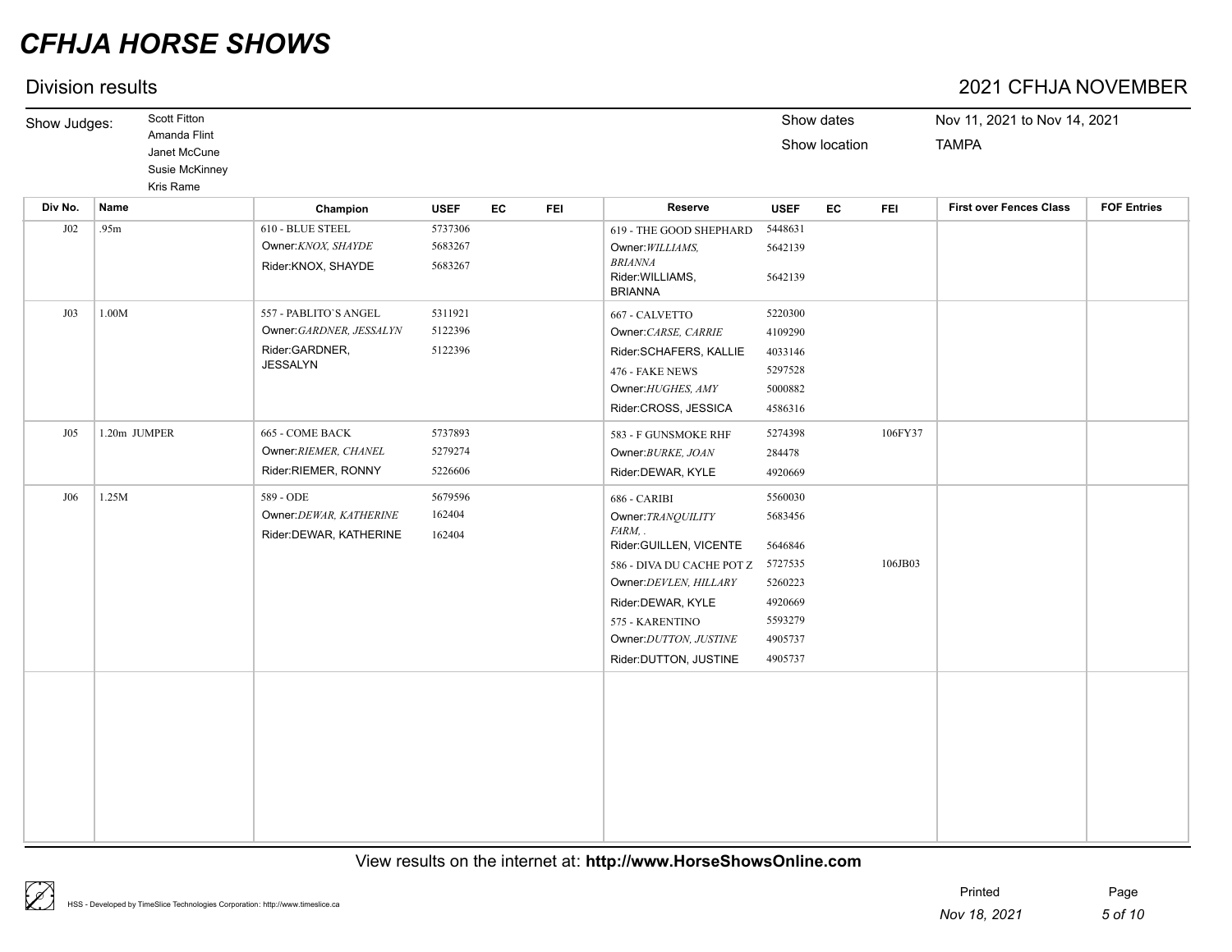# CFHJA HORSE SHOWS

## Division results

**2021 CFHJA NOVEMBER**

Show Judges: Scott Fitton, Amanda Flint, Janet McCune, Susie McKinney, Kris Rame

Show dates: Nov 11, 2021 to Nov 14, 2021

Show location: TAMPA

| Div No. | Name | Champion | USEF | EC | FEI | Reserve | USEF | EC | FEI | First over Fences Class | FOF Entries |
|---|---|---|---|---|---|---|---|---|---|---|---|
| J02 | .95m | 610 - BLUE STEEL<br>Owner:*KNOX, SHAYDE*<br>Rider:KNOX, SHAYDE | 5737306<br>5683267<br>5683267 | | | 619 - THE GOOD SHEPHARD<br>Owner:*WILLIAMS, BRIANNA*<br>Rider:WILLIAMS, BRIANNA | 5448631<br>5642139<br>5642139 | | | | |
| J03 | 1.00M | 557 - PABLITO`S ANGEL<br>Owner:*GARDNER, JESSALYN*<br>Rider:GARDNER, JESSALYN | 5311921<br>5122396<br>5122396 | | | 667 - CALVETTO<br>Owner:*CARSE, CARRIE*<br>Rider:SCHAFERS, KALLIE<br>476 - FAKE NEWS<br>Owner:*HUGHES, AMY*<br>Rider:CROSS, JESSICA | 5220300<br>4109290<br>4033146<br>5297528<br>5000882<br>4586316 | | | | |
| J05 | 1.20m JUMPER | 665 - COME BACK<br>Owner:*RIEMER, CHANEL*<br>Rider:RIEMER, RONNY | 5737893<br>5279274<br>5226606 | | | 583 - F GUNSMOKE RHF<br>Owner:*BURKE, JOAN*<br>Rider:DEWAR, KYLE | 5274398<br>284478<br>4920669 | | 106FY37 | | |
| J06 | 1.25M | 589 - ODE<br>Owner:*DEWAR, KATHERINE*<br>Rider:DEWAR, KATHERINE | 5679596<br>162404<br>162404 | | | 686 - CARIBI<br>Owner:*TRANQUILITY FARM, .*<br>Rider:GUILLEN, VICENTE<br>586 - DIVA DU CACHE POT Z<br>Owner:*DEVLEN, HILLARY*<br>Rider:DEWAR, KYLE<br>575 - KARENTINO<br>Owner:*DUTTON, JUSTINE*<br>Rider:DUTTON, JUSTINE | 5560030<br>5683456<br>5646846<br>5727535<br>5260223<br>4920669<br>5593279<br>4905737<br>4905737 | | 106JB03 | | |

View results on the internet at: **http://www.HorseShowsOnline.com**

HSS - Developed by TimeSlice Technologies Corporation: http://www.timeslice.ca

Printed *Nov 18, 2021*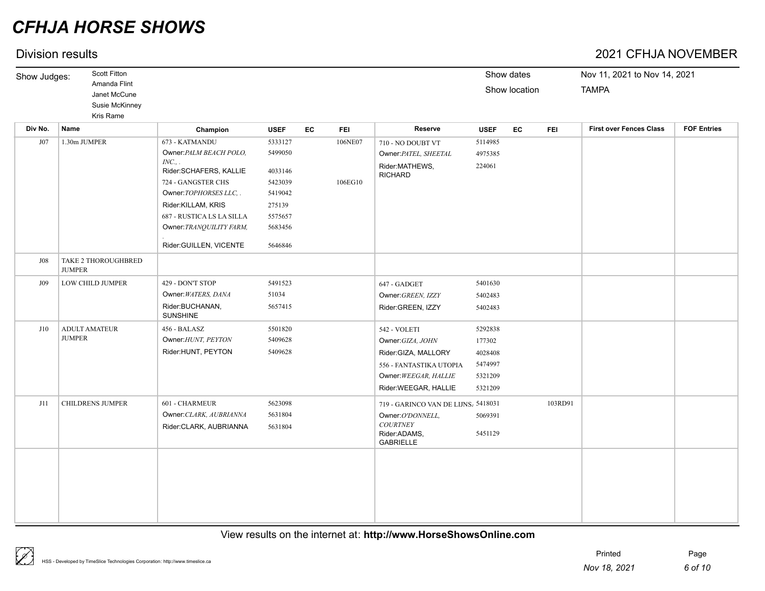# CFHJA HORSE SHOWS

## Division results

## 2021 CFHJA NOVEMBER

Show Judges: Scott Fitton, Amanda Flint, Janet McCune, Susie McKinney, Kris Rame

Show dates: Nov 11, 2021 to Nov 14, 2021

Show location: TAMPA

| Div No. | Name | Champion | USEF | EC | FEI | Reserve | USEF | EC | FEI | First over Fences Class | FOF Entries |
|---|---|---|---|---|---|---|---|---|---|---|---|
| J07 | 1.30m JUMPER | 673 - KATMANDU | 5333127 | | 106NE07 | 710 - NO DOUBT VT | 5114985 | | | | |
| | | Owner: *PALM BEACH POLO, INC., .* | 5499050 | | | Owner: *PATEL, SHEETAL* | 4975385 | | | | |
| | | Rider: SCHAFERS, KALLIE | 4033146 | | | Rider: MATHEWS, RICHARD | 224061 | | | | |
| | | 724 - GANGSTER CHS | 5423039 | | 106EG10 | | | | | | |
| | | Owner: *TOPHORSES LLC, .* | 5419042 | | | | | | | | |
| | | Rider: KILLAM, KRIS | 275139 | | | | | | | | |
| | | 687 - RUSTICA LS LA SILLA | 5575657 | | | | | | | | |
| | | Owner: *TRANQUILITY FARM, .* | 5683456 | | | | | | | | |
| | | Rider: GUILLEN, VICENTE | 5646846 | | | | | | | | |
| J08 | TAKE 2 THOROUGHBRED JUMPER | | | | | | | | | | |
| J09 | LOW CHILD JUMPER | 429 - DON'T STOP | 5491523 | | | 647 - GADGET | 5401630 | | | | |
| | | Owner: *WATERS, DANA* | 51034 | | | Owner: *GREEN, IZZY* | 5402483 | | | | |
| | | Rider: BUCHANAN, SUNSHINE | 5657415 | | | Rider: GREEN, IZZY | 5402483 | | | | |
| J10 | ADULT AMATEUR JUMPER | 456 - BALASZ | 5501820 | | | 542 - VOLETI | 5292838 | | | | |
| | | Owner: *HUNT, PEYTON* | 5409628 | | | Owner: *GIZA, JOHN* | 177302 | | | | |
| | | Rider: HUNT, PEYTON | 5409628 | | | Rider: GIZA, MALLORY | 4028408 | | | | |
| | | | | | | 556 - FANTASTIKA UTOPIA | 5474997 | | | | |
| | | | | | | Owner: *WEEGAR, HALLIE* | 5321209 | | | | |
| | | | | | | Rider: WEEGAR, HALLIE | 5321209 | | | | |
| J11 | CHILDRENS JUMPER | 601 - CHARMEUR | 5623098 | | | 719 - GARINCO VAN DE LIJNS, | 5418031 | | 103RD91 | | |
| | | Owner: *CLARK, AUBRIANNA* | 5631804 | | | Owner: *O'DONNELL, COURTNEY* | 5069391 | | | | |
| | | Rider: CLARK, AUBRIANNA | 5631804 | | | Rider: ADAMS, GABRIELLE | 5451129 | | | | |

View results on the internet at: **http://www.HorseShowsOnline.com**

HSS - Developed by TimeSlice Technologies Corporation: http://www.timeslice.ca

Printed: Nov 18, 2021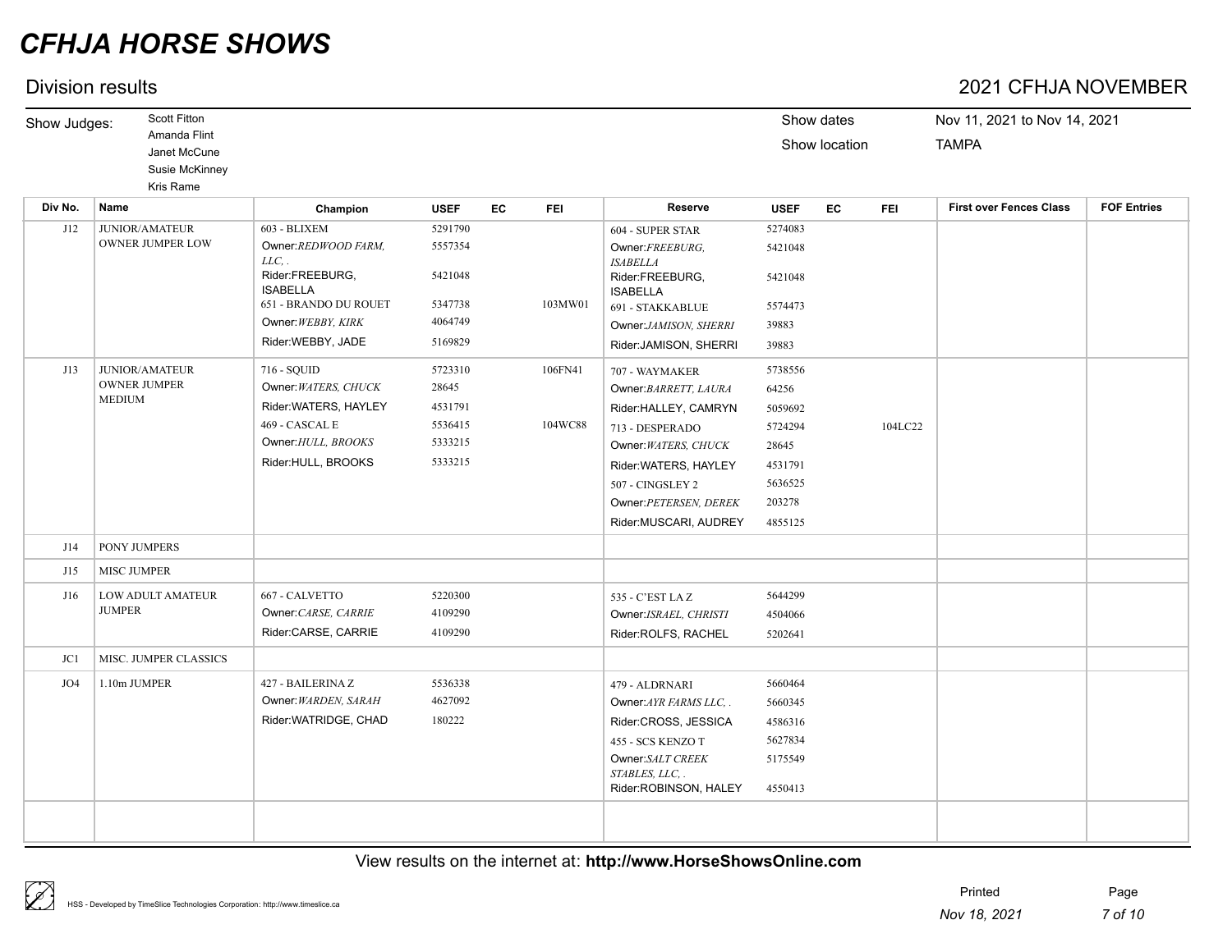# CFHJA HORSE SHOWS

## Division results

**2021 CFHJA NOVEMBER**

Show Judges: Scott Fitton, Amanda Flint, Janet McCune, Susie McKinney, Kris Rame

Show dates: Nov 11, 2021 to Nov 14, 2021

Show location: TAMPA

| Div No. | Name | Champion | USEF | EC | FEI | Reserve | USEF | EC | FEI | First over Fences Class | FOF Entries |
|---|---|---|---|---|---|---|---|---|---|---|---|
| J12 | JUNIOR/AMATEUR OWNER JUMPER LOW | 603 - BLIXEM | 5291790 | | | 604 - SUPER STAR | 5274083 | | | | |
| | | Owner:*REDWOOD FARM, LLC, .* | 5557354 | | | Owner:*FREEBURG, ISABELLA* | 5421048 | | | | |
| | | Rider:FREEBURG, ISABELLA | 5421048 | | | Rider:FREEBURG, ISABELLA | 5421048 | | | | |
| | | 651 - BRANDO DU ROUET | 5347738 | | 103MW01 | 691 - STAKKABLUE | 5574473 | | | | |
| | | Owner:*WEBBY, KIRK* | 4064749 | | | Owner:*JAMISON, SHERRI* | 39883 | | | | |
| | | Rider:WEBBY, JADE | 5169829 | | | Rider:JAMISON, SHERRI | 39883 | | | | |
| J13 | JUNIOR/AMATEUR OWNER JUMPER MEDIUM | 716 - SQUID | 5723310 | | 106FN41 | 707 - WAYMAKER | 5738556 | | | | |
| | | Owner:*WATERS, CHUCK* | 28645 | | | Owner:*BARRETT, LAURA* | 64256 | | | | |
| | | Rider:WATERS, HAYLEY | 4531791 | | | Rider:HALLEY, CAMRYN | 5059692 | | | | |
| | | 469 - CASCAL E | 5536415 | | 104WC88 | 713 - DESPERADO | 5724294 | | 104LC22 | | |
| | | Owner:*HULL, BROOKS* | 5333215 | | | Owner:*WATERS, CHUCK* | 28645 | | | | |
| | | Rider:HULL, BROOKS | 5333215 | | | Rider:WATERS, HAYLEY | 4531791 | | | | |
| | | | | | | 507 - CINGSLEY 2 | 5636525 | | | | |
| | | | | | | Owner:*PETERSEN, DEREK* | 203278 | | | | |
| | | | | | | Rider:MUSCARI, AUDREY | 4855125 | | | | |
| J14 | PONY JUMPERS | | | | | | | | | | |
| J15 | MISC JUMPER | | | | | | | | | | |
| J16 | LOW ADULT AMATEUR JUMPER | 667 - CALVETTO | 5220300 | | | 535 - C'EST LA Z | 5644299 | | | | |
| | | Owner:*CARSE, CARRIE* | 4109290 | | | Owner:*ISRAEL, CHRISTI* | 4504066 | | | | |
| | | Rider:CARSE, CARRIE | 4109290 | | | Rider:ROLFS, RACHEL | 5202641 | | | | |
| JC1 | MISC. JUMPER CLASSICS | | | | | | | | | | |
| JO4 | 1.10m JUMPER | 427 - BAILERINA Z | 5536338 | | | 479 - ALDRNARI | 5660464 | | | | |
| | | Owner:*WARDEN, SARAH* | 4627092 | | | Owner:*AYR FARMS LLC, .* | 5660345 | | | | |
| | | Rider:WATRIDGE, CHAD | 180222 | | | Rider:CROSS, JESSICA | 4586316 | | | | |
| | | | | | | 455 - SCS KENZO T | 5627834 | | | | |
| | | | | | | Owner:*SALT CREEK STABLES, LLC, .* | 5175549 | | | | |
| | | | | | | Rider:ROBINSON, HALEY | 4550413 | | | | |

View results on the internet at: **http://www.HorseShowsOnline.com**

HSS - Developed by TimeSlice Technologies Corporation: http://www.timeslice.ca

Printed *Nov 18, 2021*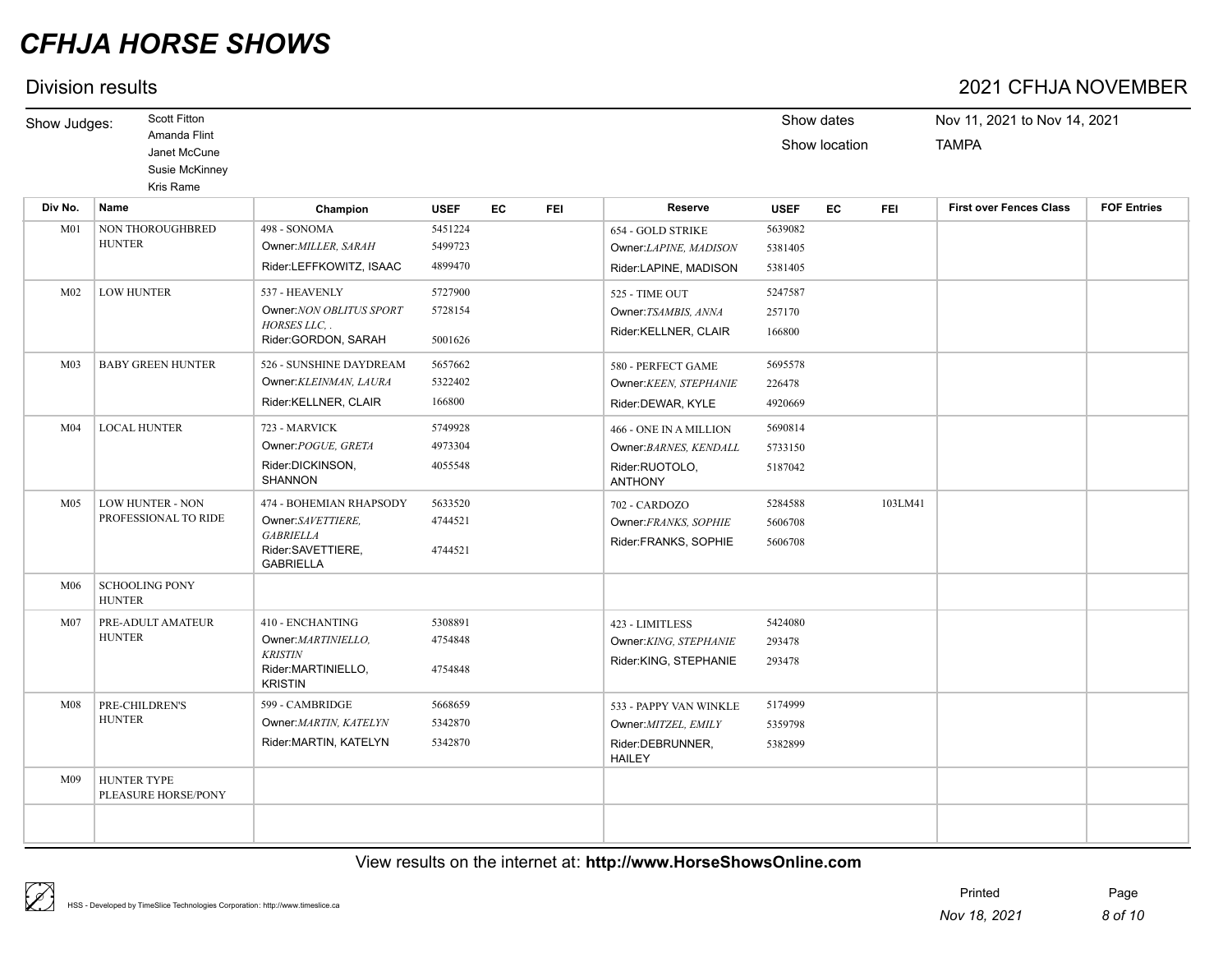# CFHJA HORSE SHOWS

## Division results

## 2021 CFHJA NOVEMBER

Show Judges: Scott Fitton, Amanda Flint, Janet McCune, Susie McKinney, Kris Rame

Show dates: Nov 11, 2021 to Nov 14, 2021

Show location: TAMPA

| Div No. | Name | Champion | USEF | EC | FEI | Reserve | USEF | EC | FEI | First over Fences Class | FOF Entries |
|---|---|---|---|---|---|---|---|---|---|---|---|
| M01 | NON THOROUGHBRED HUNTER | 498 - SONOMA | 5451224 | | | 654 - GOLD STRIKE | 5639082 | | | | |
| | | Owner:*MILLER, SARAH* | 5499723 | | | Owner:*LAPINE, MADISON* | 5381405 | | | | |
| | | Rider:LEFFKOWITZ, ISAAC | 4899470 | | | Rider:LAPINE, MADISON | 5381405 | | | | |
| M02 | LOW HUNTER | 537 - HEAVENLY | 5727900 | | | 525 - TIME OUT | 5247587 | | | | |
| | | Owner:*NON OBLITUS SPORT HORSES LLC, .* | 5728154 | | | Owner:*TSAMBIS, ANNA* | 257170 | | | | |
| | | Rider:GORDON, SARAH | 5001626 | | | Rider:KELLNER, CLAIR | 166800 | | | | |
| M03 | BABY GREEN HUNTER | 526 - SUNSHINE DAYDREAM | 5657662 | | | 580 - PERFECT GAME | 5695578 | | | | |
| | | Owner:*KLEINMAN, LAURA* | 5322402 | | | Owner:*KEEN, STEPHANIE* | 226478 | | | | |
| | | Rider:KELLNER, CLAIR | 166800 | | | Rider:DEWAR, KYLE | 4920669 | | | | |
| M04 | LOCAL HUNTER | 723 - MARVICK | 5749928 | | | 466 - ONE IN A MILLION | 5690814 | | | | |
| | | Owner:*POGUE, GRETA* | 4973304 | | | Owner:*BARNES, KENDALL* | 5733150 | | | | |
| | | Rider:DICKINSON, SHANNON | 4055548 | | | Rider:RUOTOLO, ANTHONY | 5187042 | | | | |
| M05 | LOW HUNTER - NON PROFESSIONAL TO RIDE | 474 - BOHEMIAN RHAPSODY | 5633520 | | | 702 - CARDOZO | 5284588 | | 103LM41 | | |
| | | Owner:*SAVETTIERE, GABRIELLA* | 4744521 | | | Owner:*FRANKS, SOPHIE* | 5606708 | | | | |
| | | Rider:SAVETTIERE, GABRIELLA | 4744521 | | | Rider:FRANKS, SOPHIE | 5606708 | | | | |
| M06 | SCHOOLING PONY HUNTER | | | | | | | | | | |
| M07 | PRE-ADULT AMATEUR HUNTER | 410 - ENCHANTING | 5308891 | | | 423 - LIMITLESS | 5424080 | | | | |
| | | Owner:*MARTINIELLO, KRISTIN* | 4754848 | | | Owner:*KING, STEPHANIE* | 293478 | | | | |
| | | Rider:MARTINIELLO, KRISTIN | 4754848 | | | Rider:KING, STEPHANIE | 293478 | | | | |
| M08 | PRE-CHILDREN'S HUNTER | 599 - CAMBRIDGE | 5668659 | | | 533 - PAPPY VAN WINKLE | 5174999 | | | | |
| | | Owner:*MARTIN, KATELYN* | 5342870 | | | Owner:*MITZEL, EMILY* | 5359798 | | | | |
| | | Rider:MARTIN, KATELYN | 5342870 | | | Rider:DEBRUNNER, HAILEY | 5382899 | | | | |
| M09 | HUNTER TYPE PLEASURE HORSE/PONY | | | | | | | | | | |

View results on the internet at: **http://www.HorseShowsOnline.com**

HSS - Developed by TimeSlice Technologies Corporation: http://www.timeslice.ca

Printed *Nov 18, 2021*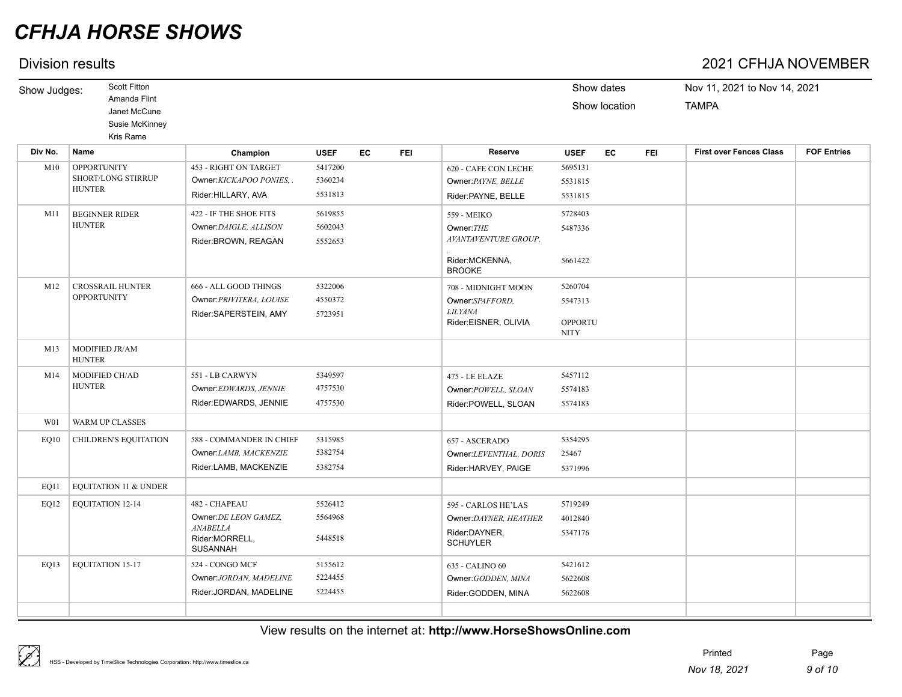# CFHJA HORSE SHOWS

## Division results

## 2021 CFHJA NOVEMBER

Show Judges: Scott Fitton, Amanda Flint, Janet McCune, Susie McKinney, Kris Rame

Show dates: Nov 11, 2021 to Nov 14, 2021

Show location: TAMPA

| Div No. | Name | Champion | USEF | EC | FEI | Reserve | USEF | EC | FEI | First over Fences Class | FOF Entries |
|---|---|---|---|---|---|---|---|---|---|---|---|
| M10 | OPPORTUNITY SHORT/LONG STIRRUP HUNTER | 453 - RIGHT ON TARGET<br>Owner:*KICKAPOO PONIES, .*<br>Rider:HILLARY, AVA | 5417200<br>5360234<br>5531813 | | | 620 - CAFE CON LECHE<br>Owner:*PAYNE, BELLE*<br>Rider:PAYNE, BELLE | 5695131<br>5531815<br>5531815 | | | | |
| M11 | BEGINNER RIDER HUNTER | 422 - IF THE SHOE FITS<br>Owner:*DAIGLE, ALLISON*<br>Rider:BROWN, REAGAN | 5619855<br>5602043<br>5552653 | | | 559 - MEIKO<br>Owner:*THE AVANTAVENTURE GROUP, .*<br>Rider:MCKENNA, BROOKE | 5728403<br>5487336<br>5661422 | | | | |
| M12 | CROSSRAIL HUNTER OPPORTUNITY | 666 - ALL GOOD THINGS<br>Owner:*PRIVITERA, LOUISE*<br>Rider:SAPERSTEIN, AMY | 5322006<br>4550372<br>5723951 | | | 708 - MIDNIGHT MOON<br>Owner:*SPAFFORD, LILYANA*<br>Rider:EISNER, OLIVIA | 5260704<br>5547313<br>OPPORTUNITY | | | | |
| M13 | MODIFIED JR/AM HUNTER | | | | | | | | | | |
| M14 | MODIFIED CH/AD HUNTER | 551 - LB CARWYN<br>Owner:*EDWARDS, JENNIE*<br>Rider:EDWARDS, JENNIE | 5349597<br>4757530<br>4757530 | | | 475 - LE ELAZE<br>Owner:*POWELL, SLOAN*<br>Rider:POWELL, SLOAN | 5457112<br>5574183<br>5574183 | | | | |
| W01 | WARM UP CLASSES | | | | | | | | | | |
| EQ10 | CHILDREN'S EQUITATION | 588 - COMMANDER IN CHIEF<br>Owner:*LAMB, MACKENZIE*<br>Rider:LAMB, MACKENZIE | 5315985<br>5382754<br>5382754 | | | 657 - ASCERADO<br>Owner:*LEVENTHAL, DORIS*<br>Rider:HARVEY, PAIGE | 5354295<br>25467<br>5371996 | | | | |
| EQ11 | EQUITATION 11 & UNDER | | | | | | | | | | |
| EQ12 | EQUITATION 12-14 | 482 - CHAPEAU<br>Owner:*DE LEON GAMEZ, ANABELLA*<br>Rider:MORRELL, SUSANNAH | 5526412<br>5564968<br>5448518 | | | 595 - CARLOS HE'LAS<br>Owner:*DAYNER, HEATHER*<br>Rider:DAYNER, SCHUYLER | 5719249<br>4012840<br>5347176 | | | | |
| EQ13 | EQUITATION 15-17 | 524 - CONGO MCF<br>Owner:*JORDAN, MADELINE*<br>Rider:JORDAN, MADELINE | 5155612<br>5224455<br>5224455 | | | 635 - CALINO 60<br>Owner:*GODDEN, MINA*<br>Rider:GODDEN, MINA | 5421612<br>5622608<br>5622608 | | | | |

View results on the internet at: **http://www.HorseShowsOnline.com**

HSS - Developed by TimeSlice Technologies Corporation: http://www.timeslice.ca

Printed Nov 18, 2021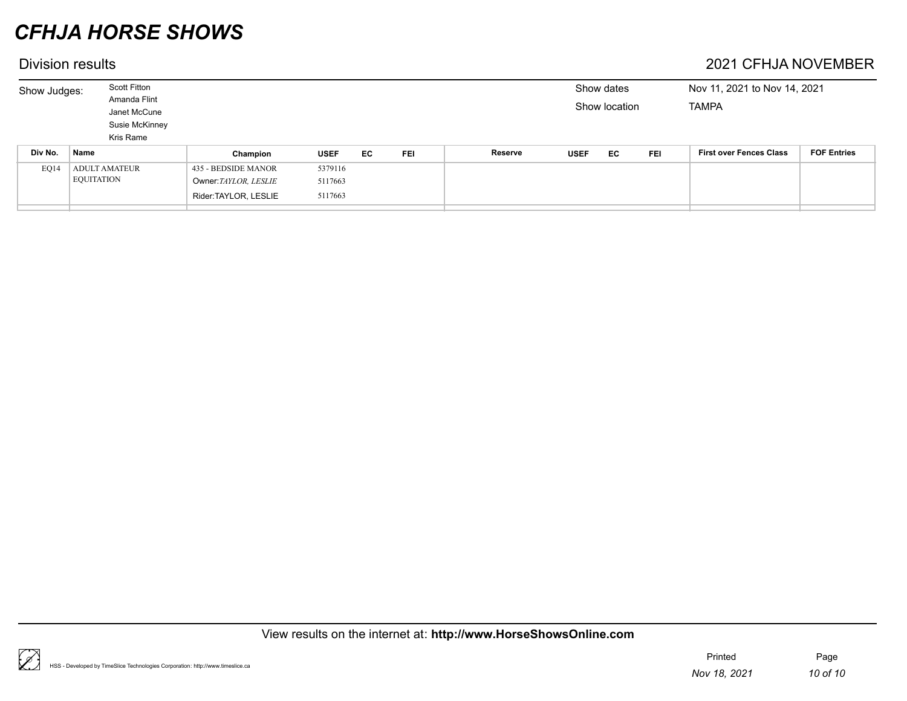# CFHJA HORSE SHOWS

## Division results

## 2021 CFHJA NOVEMBER

Show Judges: Scott Fitton, Amanda Flint, Janet McCune, Susie McKinney, Kris Rame

Show dates: Nov 11, 2021 to Nov 14, 2021

Show location: TAMPA

| Div No. | Name | Champion | USEF | EC | FEI | Reserve | USEF | EC | FEI | First over Fences Class | FOF Entries |
|---|---|---|---|---|---|---|---|---|---|---|---|
| EQ14 | ADULT AMATEUR EQUITATION | 435 - BEDSIDE MANOR<br>Owner: *TAYLOR, LESLIE*<br>Rider: TAYLOR, LESLIE | 5379116<br>5117663<br>5117663 | | | | | | | | |

View results on the internet at: **http://www.HorseShowsOnline.com**

HSS - Developed by TimeSlice Technologies Corporation: http://www.timeslice.ca

Printed *Nov 18, 2021*